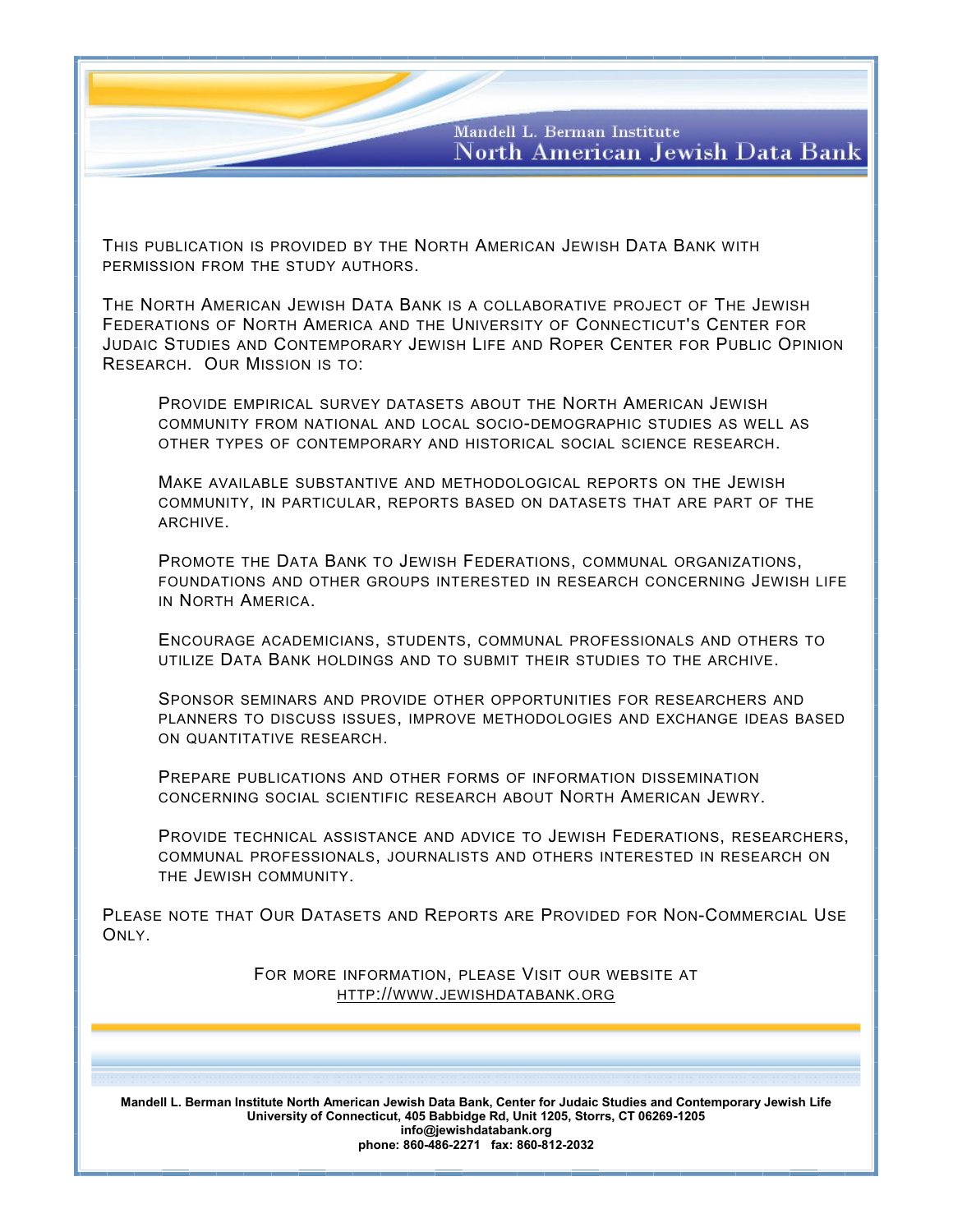Mandell L. Berman Institute
# North American Jewish Data Bank

This publication is provided by the North American Jewish Data Bank with permission from the study authors.

The North American Jewish Data Bank is a collaborative project of The Jewish Federations of North America and the University of Connecticut's Center for Judaic Studies and Contemporary Jewish Life and Roper Center for Public Opinion Research. Our Mission is to:

- Provide empirical survey datasets about the North American Jewish community from national and local socio-demographic studies as well as other types of contemporary and historical social science research.

- Make available substantive and methodological reports on the Jewish community, in particular, reports based on datasets that are part of the archive.

- Promote the Data Bank to Jewish Federations, communal organizations, foundations and other groups interested in research concerning Jewish life in North America.

- Encourage academicians, students, communal professionals and others to utilize Data Bank holdings and to submit their studies to the archive.

- Sponsor seminars and provide other opportunities for researchers and planners to discuss issues, improve methodologies and exchange ideas based on quantitative research.

- Prepare publications and other forms of information dissemination concerning social scientific research about North American Jewry.

- Provide technical assistance and advice to Jewish Federations, researchers, communal professionals, journalists and others interested in research on the Jewish community.

Please note that Our Datasets and Reports are Provided for Non-Commercial Use Only.

For more information, please Visit our website at
http://www.jewishdatabank.org

**Mandell L. Berman Institute North American Jewish Data Bank, Center for Judaic Studies and Contemporary Jewish Life**
**University of Connecticut, 405 Babbidge Rd, Unit 1205, Storrs, CT 06269-1205**
**info@jewishdatabank.org**
**phone: 860-486-2271 fax: 860-812-2032**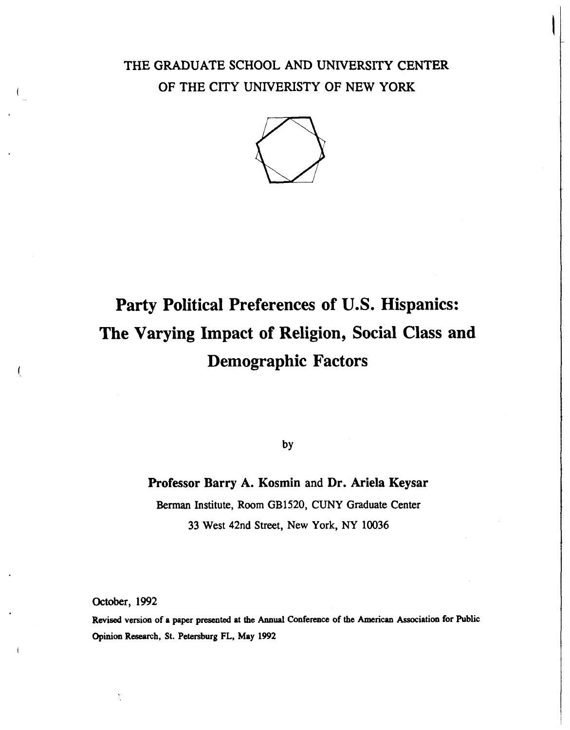THE GRADUATE SCHOOL AND UNIVERSITY CENTER
OF THE CITY UNIVERISTY OF NEW YORK

# Party Political Preferences of U.S. Hispanics: The Varying Impact of Religion, Social Class and Demographic Factors

by

**Professor Barry A. Kosmin and Dr. Ariela Keysar**

Berman Institute, Room GB1520, CUNY Graduate Center

33 West 42nd Street, New York, NY 10036

October, 1992

**Revised version of a paper presented at the Annual Conference of the American Association for Public Opinion Research, St. Petersburg FL, May 1992**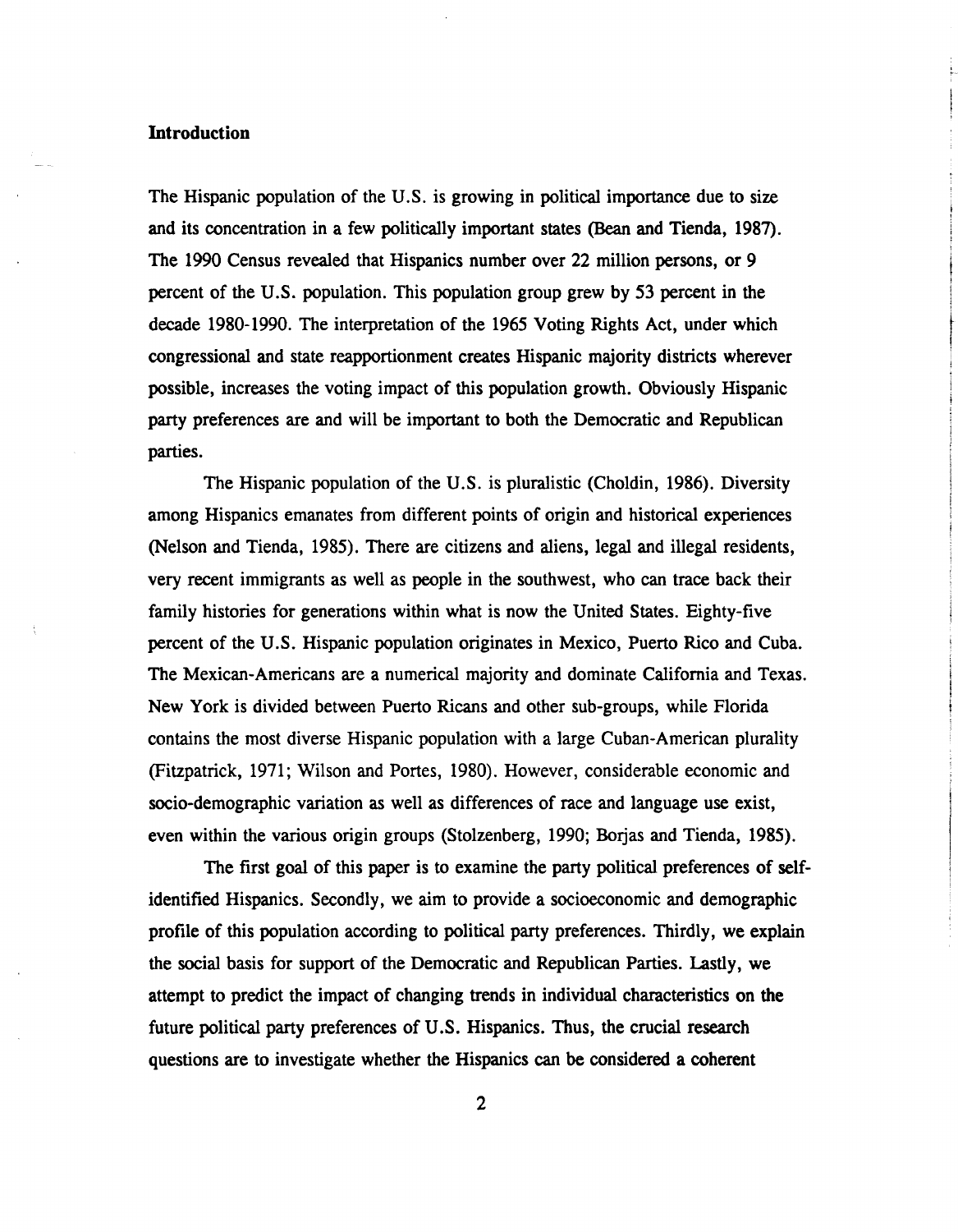## Introduction

The Hispanic population of the U.S. is growing in political importance due to size and its concentration in a few politically important states (Bean and Tienda, 1987). The 1990 Census revealed that Hispanics number over 22 million persons, or 9 percent of the U.S. population. This population group grew by 53 percent in the decade 1980-1990. The interpretation of the 1965 Voting Rights Act, under which congressional and state reapportionment creates Hispanic majority districts wherever possible, increases the voting impact of this population growth. Obviously Hispanic party preferences are and will be important to both the Democratic and Republican parties.

The Hispanic population of the U.S. is pluralistic (Choldin, 1986). Diversity among Hispanics emanates from different points of origin and historical experiences (Nelson and Tienda, 1985). There are citizens and aliens, legal and illegal residents, very recent immigrants as well as people in the southwest, who can trace back their family histories for generations within what is now the United States. Eighty-five percent of the U.S. Hispanic population originates in Mexico, Puerto Rico and Cuba. The Mexican-Americans are a numerical majority and dominate California and Texas. New York is divided between Puerto Ricans and other sub-groups, while Florida contains the most diverse Hispanic population with a large Cuban-American plurality (Fitzpatrick, 1971; Wilson and Portes, 1980). However, considerable economic and socio-demographic variation as well as differences of race and language use exist, even within the various origin groups (Stolzenberg, 1990; Borjas and Tienda, 1985).

The first goal of this paper is to examine the party political preferences of self-identified Hispanics. Secondly, we aim to provide a socioeconomic and demographic profile of this population according to political party preferences. Thirdly, we explain the social basis for support of the Democratic and Republican Parties. Lastly, we attempt to predict the impact of changing trends in individual characteristics on the future political party preferences of U.S. Hispanics. Thus, the crucial research questions are to investigate whether the Hispanics can be considered a coherent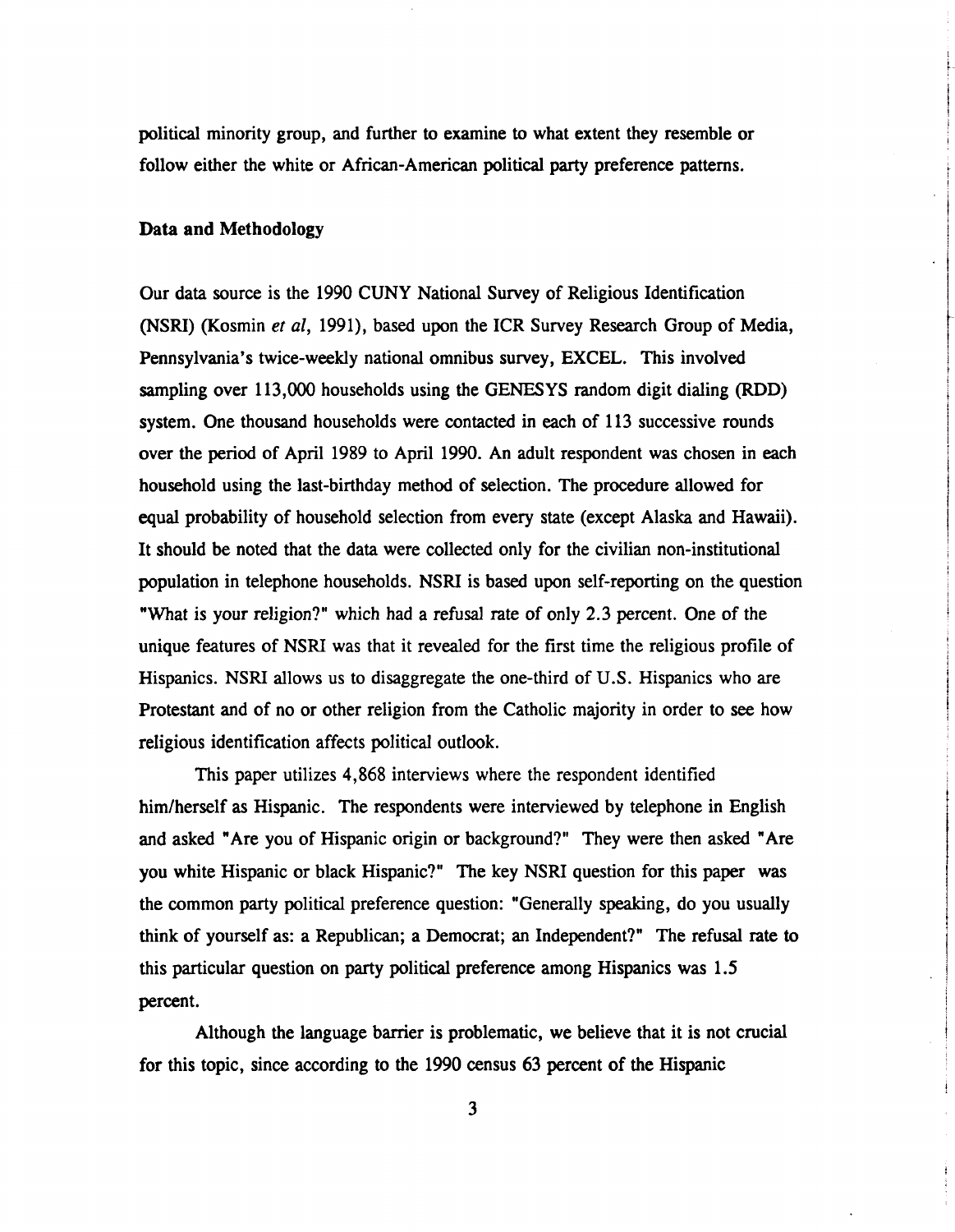political minority group, and further to examine to what extent they resemble or follow either the white or African-American political party preference patterns.

## Data and Methodology

Our data source is the 1990 CUNY National Survey of Religious Identification (NSRI) (Kosmin *et al*, 1991), based upon the ICR Survey Research Group of Media, Pennsylvania's twice-weekly national omnibus survey, EXCEL. This involved sampling over 113,000 households using the GENESYS random digit dialing (RDD) system. One thousand households were contacted in each of 113 successive rounds over the period of April 1989 to April 1990. An adult respondent was chosen in each household using the last-birthday method of selection. The procedure allowed for equal probability of household selection from every state (except Alaska and Hawaii). It should be noted that the data were collected only for the civilian non-institutional population in telephone households. NSRI is based upon self-reporting on the question "What is your religion?" which had a refusal rate of only 2.3 percent. One of the unique features of NSRI was that it revealed for the first time the religious profile of Hispanics. NSRI allows us to disaggregate the one-third of U.S. Hispanics who are Protestant and of no or other religion from the Catholic majority in order to see how religious identification affects political outlook.

This paper utilizes 4,868 interviews where the respondent identified him/herself as Hispanic. The respondents were interviewed by telephone in English and asked "Are you of Hispanic origin or background?" They were then asked "Are you white Hispanic or black Hispanic?" The key NSRI question for this paper was the common party political preference question: "Generally speaking, do you usually think of yourself as: a Republican; a Democrat; an Independent?" The refusal rate to this particular question on party political preference among Hispanics was 1.5 percent.

Although the language barrier is problematic, we believe that it is not crucial for this topic, since according to the 1990 census 63 percent of the Hispanic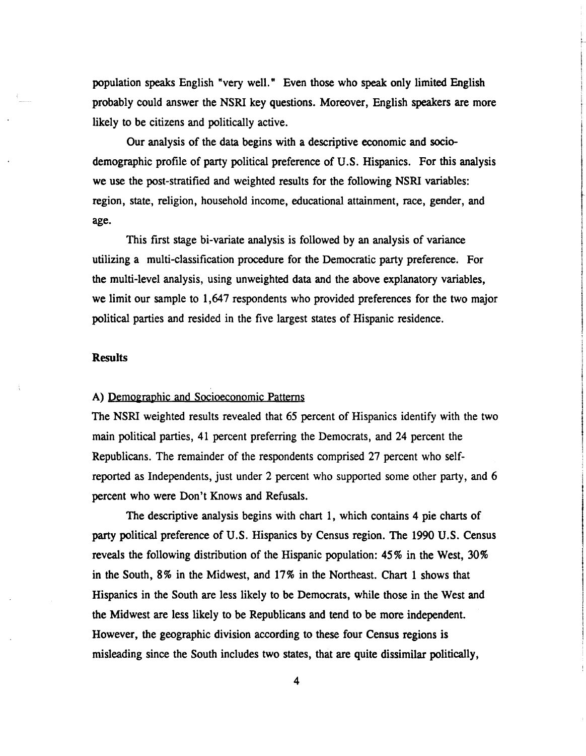population speaks English "very well." Even those who speak only limited English probably could answer the NSRI key questions. Moreover, English speakers are more likely to be citizens and politically active.

Our analysis of the data begins with a descriptive economic and socio-demographic profile of party political preference of U.S. Hispanics. For this analysis we use the post-stratified and weighted results for the following NSRI variables: region, state, religion, household income, educational attainment, race, gender, and age.

This first stage bi-variate analysis is followed by an analysis of variance utilizing a multi-classification procedure for the Democratic party preference. For the multi-level analysis, using unweighted data and the above explanatory variables, we limit our sample to 1,647 respondents who provided preferences for the two major political parties and resided in the five largest states of Hispanic residence.

## Results

### A) Demographic and Socioeconomic Patterns

The NSRI weighted results revealed that 65 percent of Hispanics identify with the two main political parties, 41 percent preferring the Democrats, and 24 percent the Republicans. The remainder of the respondents comprised 27 percent who self-reported as Independents, just under 2 percent who supported some other party, and 6 percent who were Don't Knows and Refusals.

The descriptive analysis begins with chart 1, which contains 4 pie charts of party political preference of U.S. Hispanics by Census region. The 1990 U.S. Census reveals the following distribution of the Hispanic population: 45% in the West, 30% in the South, 8% in the Midwest, and 17% in the Northeast. Chart 1 shows that Hispanics in the South are less likely to be Democrats, while those in the West and the Midwest are less likely to be Republicans and tend to be more independent. However, the geographic division according to these four Census regions is misleading since the South includes two states, that are quite dissimilar politically,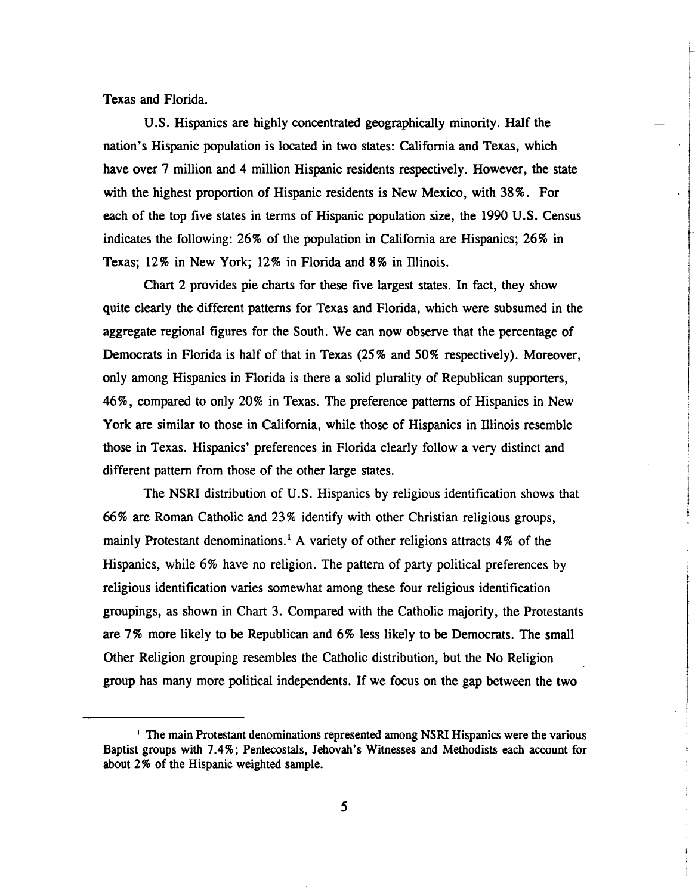Texas and Florida.

U.S. Hispanics are highly concentrated geographically minority. Half the nation's Hispanic population is located in two states: California and Texas, which have over 7 million and 4 million Hispanic residents respectively. However, the state with the highest proportion of Hispanic residents is New Mexico, with 38%. For each of the top five states in terms of Hispanic population size, the 1990 U.S. Census indicates the following: 26% of the population in California are Hispanics; 26% in Texas; 12% in New York; 12% in Florida and 8% in Illinois.

Chart 2 provides pie charts for these five largest states. In fact, they show quite clearly the different patterns for Texas and Florida, which were subsumed in the aggregate regional figures for the South. We can now observe that the percentage of Democrats in Florida is half of that in Texas (25% and 50% respectively). Moreover, only among Hispanics in Florida is there a solid plurality of Republican supporters, 46%, compared to only 20% in Texas. The preference patterns of Hispanics in New York are similar to those in California, while those of Hispanics in Illinois resemble those in Texas. Hispanics' preferences in Florida clearly follow a very distinct and different pattern from those of the other large states.

The NSRI distribution of U.S. Hispanics by religious identification shows that 66% are Roman Catholic and 23% identify with other Christian religious groups, mainly Protestant denominations.[1] A variety of other religions attracts 4% of the Hispanics, while 6% have no religion. The pattern of party political preferences by religious identification varies somewhat among these four religious identification groupings, as shown in Chart 3. Compared with the Catholic majority, the Protestants are 7% more likely to be Republican and 6% less likely to be Democrats. The small Other Religion grouping resembles the Catholic distribution, but the No Religion group has many more political independents. If we focus on the gap between the two

[1] The main Protestant denominations represented among NSRI Hispanics were the various Baptist groups with 7.4%; Pentecostals, Jehovah's Witnesses and Methodists each account for about 2% of the Hispanic weighted sample.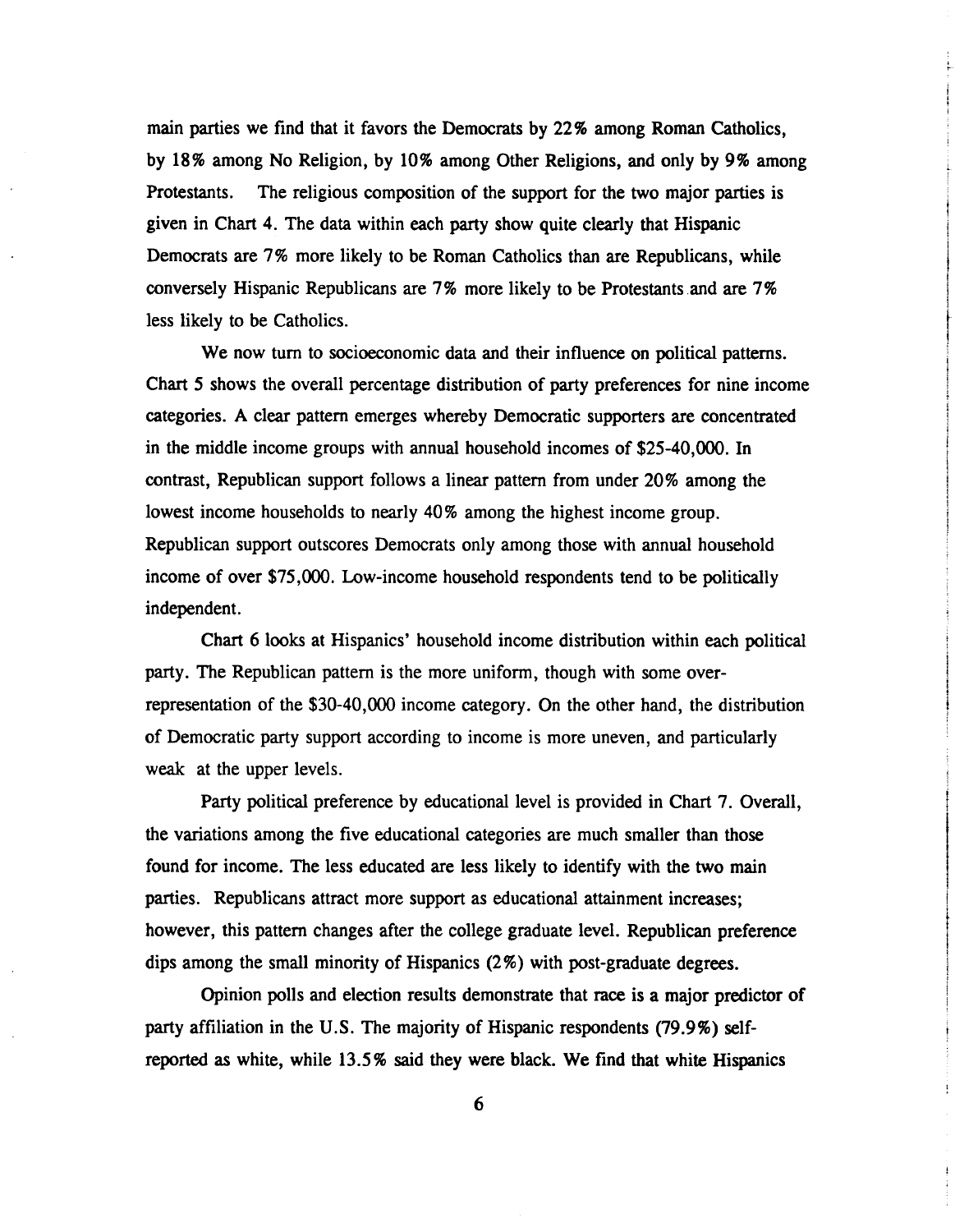main parties we find that it favors the Democrats by 22% among Roman Catholics, by 18% among No Religion, by 10% among Other Religions, and only by 9% among Protestants. The religious composition of the support for the two major parties is given in Chart 4. The data within each party show quite clearly that Hispanic Democrats are 7% more likely to be Roman Catholics than are Republicans, while conversely Hispanic Republicans are 7% more likely to be Protestants and are 7% less likely to be Catholics.

We now turn to socioeconomic data and their influence on political patterns. Chart 5 shows the overall percentage distribution of party preferences for nine income categories. A clear pattern emerges whereby Democratic supporters are concentrated in the middle income groups with annual household incomes of $25-40,000. In contrast, Republican support follows a linear pattern from under 20% among the lowest income households to nearly 40% among the highest income group. Republican support outscores Democrats only among those with annual household income of over $75,000. Low-income household respondents tend to be politically independent.

Chart 6 looks at Hispanics' household income distribution within each political party. The Republican pattern is the more uniform, though with some over-representation of the $30-40,000 income category. On the other hand, the distribution of Democratic party support according to income is more uneven, and particularly weak at the upper levels.

Party political preference by educational level is provided in Chart 7. Overall, the variations among the five educational categories are much smaller than those found for income. The less educated are less likely to identify with the two main parties. Republicans attract more support as educational attainment increases; however, this pattern changes after the college graduate level. Republican preference dips among the small minority of Hispanics (2%) with post-graduate degrees.

Opinion polls and election results demonstrate that race is a major predictor of party affiliation in the U.S. The majority of Hispanic respondents (79.9%) self-reported as white, while 13.5% said they were black. We find that white Hispanics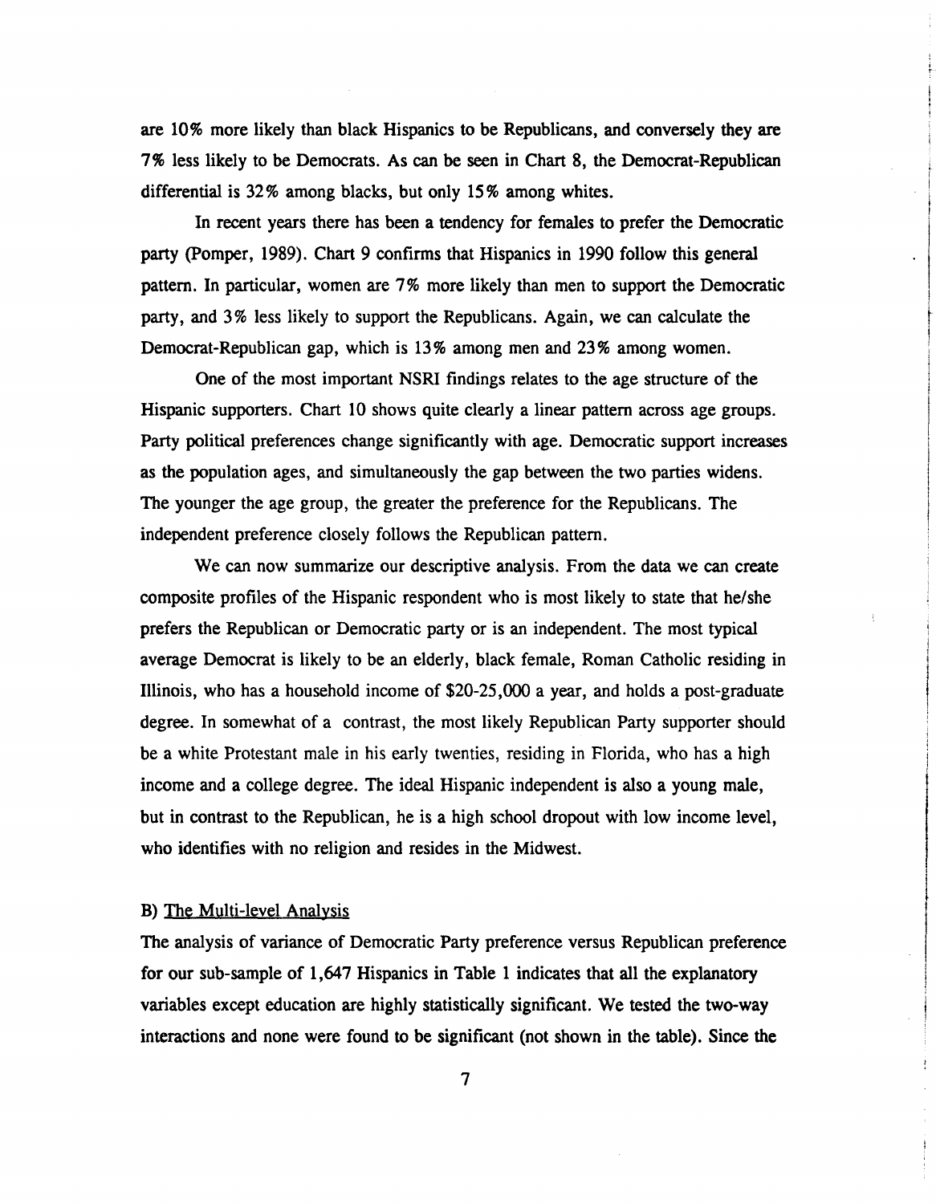are 10% more likely than black Hispanics to be Republicans, and conversely they are 7% less likely to be Democrats. As can be seen in Chart 8, the Democrat-Republican differential is 32% among blacks, but only 15% among whites.

In recent years there has been a tendency for females to prefer the Democratic party (Pomper, 1989). Chart 9 confirms that Hispanics in 1990 follow this general pattern. In particular, women are 7% more likely than men to support the Democratic party, and 3% less likely to support the Republicans. Again, we can calculate the Democrat-Republican gap, which is 13% among men and 23% among women.

One of the most important NSRI findings relates to the age structure of the Hispanic supporters. Chart 10 shows quite clearly a linear pattern across age groups. Party political preferences change significantly with age. Democratic support increases as the population ages, and simultaneously the gap between the two parties widens. The younger the age group, the greater the preference for the Republicans. The independent preference closely follows the Republican pattern.

We can now summarize our descriptive analysis. From the data we can create composite profiles of the Hispanic respondent who is most likely to state that he/she prefers the Republican or Democratic party or is an independent. The most typical average Democrat is likely to be an elderly, black female, Roman Catholic residing in Illinois, who has a household income of $20-25,000 a year, and holds a post-graduate degree. In somewhat of a contrast, the most likely Republican Party supporter should be a white Protestant male in his early twenties, residing in Florida, who has a high income and a college degree. The ideal Hispanic independent is also a young male, but in contrast to the Republican, he is a high school dropout with low income level, who identifies with no religion and resides in the Midwest.

### B) The Multi-level Analysis

The analysis of variance of Democratic Party preference versus Republican preference for our sub-sample of 1,647 Hispanics in Table 1 indicates that all the explanatory variables except education are highly statistically significant. We tested the two-way interactions and none were found to be significant (not shown in the table). Since the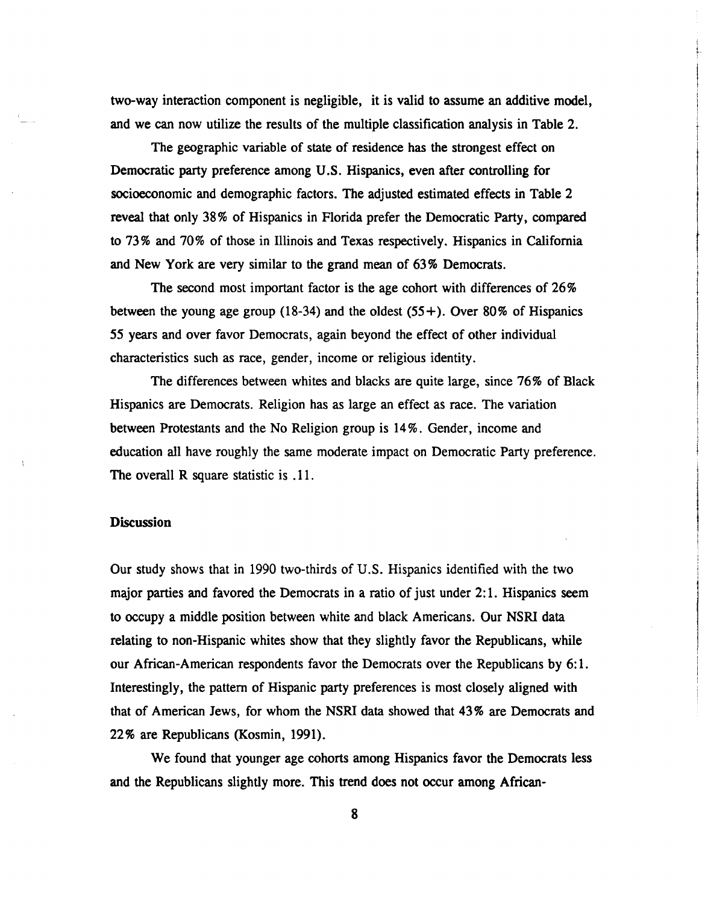two-way interaction component is negligible, it is valid to assume an additive model, and we can now utilize the results of the multiple classification analysis in Table 2.

The geographic variable of state of residence has the strongest effect on Democratic party preference among U.S. Hispanics, even after controlling for socioeconomic and demographic factors. The adjusted estimated effects in Table 2 reveal that only 38% of Hispanics in Florida prefer the Democratic Party, compared to 73% and 70% of those in Illinois and Texas respectively. Hispanics in California and New York are very similar to the grand mean of 63% Democrats.

The second most important factor is the age cohort with differences of 26% between the young age group (18-34) and the oldest (55+). Over 80% of Hispanics 55 years and over favor Democrats, again beyond the effect of other individual characteristics such as race, gender, income or religious identity.

The differences between whites and blacks are quite large, since 76% of Black Hispanics are Democrats. Religion has as large an effect as race. The variation between Protestants and the No Religion group is 14%. Gender, income and education all have roughly the same moderate impact on Democratic Party preference. The overall R square statistic is .11.

### Discussion

Our study shows that in 1990 two-thirds of U.S. Hispanics identified with the two major parties and favored the Democrats in a ratio of just under 2:1. Hispanics seem to occupy a middle position between white and black Americans. Our NSRI data relating to non-Hispanic whites show that they slightly favor the Republicans, while our African-American respondents favor the Democrats over the Republicans by 6:1. Interestingly, the pattern of Hispanic party preferences is most closely aligned with that of American Jews, for whom the NSRI data showed that 43% are Democrats and 22% are Republicans (Kosmin, 1991).

We found that younger age cohorts among Hispanics favor the Democrats less and the Republicans slightly more. This trend does not occur among African-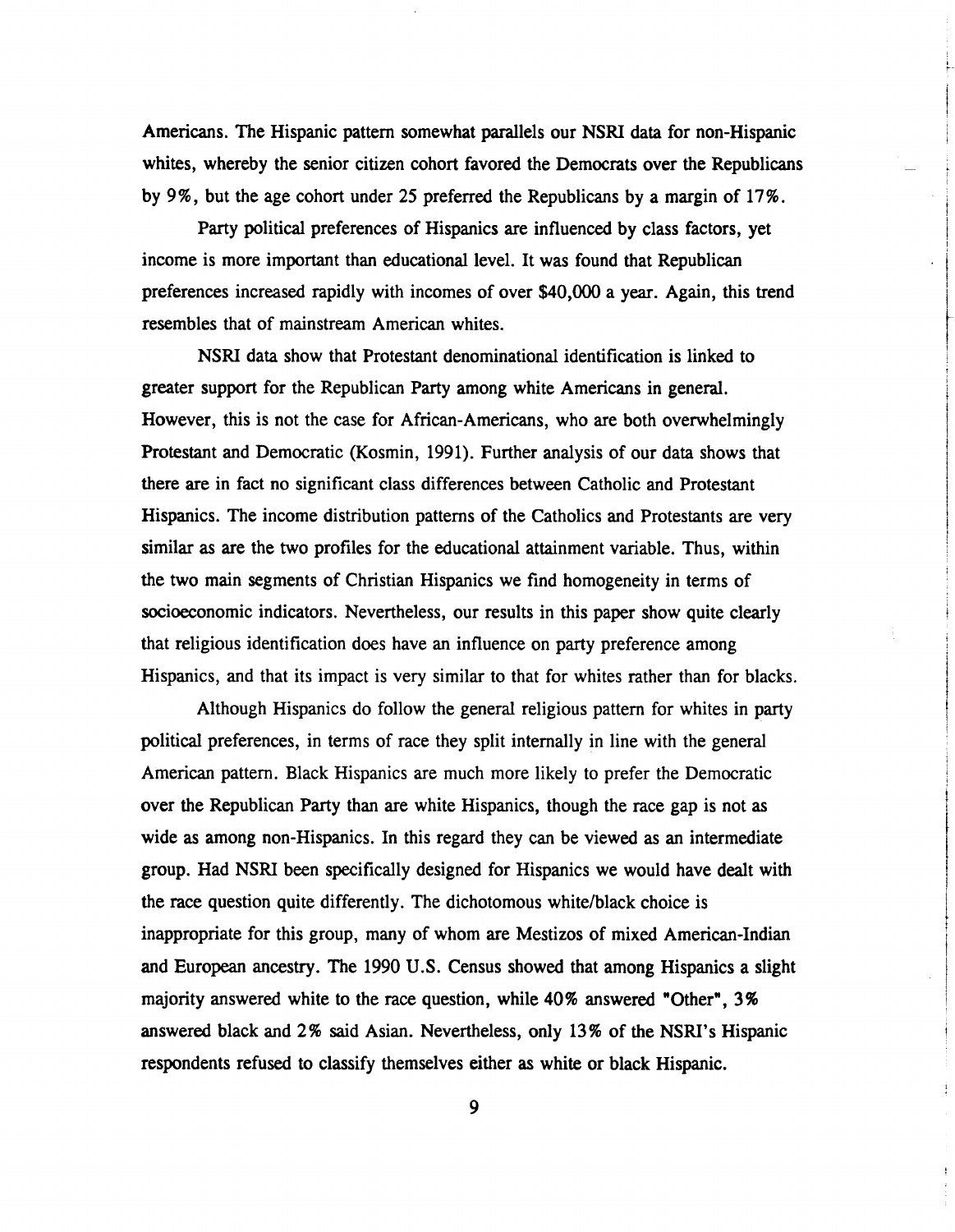Americans. The Hispanic pattern somewhat parallels our NSRI data for non-Hispanic whites, whereby the senior citizen cohort favored the Democrats over the Republicans by 9%, but the age cohort under 25 preferred the Republicans by a margin of 17%.

Party political preferences of Hispanics are influenced by class factors, yet income is more important than educational level. It was found that Republican preferences increased rapidly with incomes of over $40,000 a year. Again, this trend resembles that of mainstream American whites.

NSRI data show that Protestant denominational identification is linked to greater support for the Republican Party among white Americans in general. However, this is not the case for African-Americans, who are both overwhelmingly Protestant and Democratic (Kosmin, 1991). Further analysis of our data shows that there are in fact no significant class differences between Catholic and Protestant Hispanics. The income distribution patterns of the Catholics and Protestants are very similar as are the two profiles for the educational attainment variable. Thus, within the two main segments of Christian Hispanics we find homogeneity in terms of socioeconomic indicators. Nevertheless, our results in this paper show quite clearly that religious identification does have an influence on party preference among Hispanics, and that its impact is very similar to that for whites rather than for blacks.

Although Hispanics do follow the general religious pattern for whites in party political preferences, in terms of race they split internally in line with the general American pattern. Black Hispanics are much more likely to prefer the Democratic over the Republican Party than are white Hispanics, though the race gap is not as wide as among non-Hispanics. In this regard they can be viewed as an intermediate group. Had NSRI been specifically designed for Hispanics we would have dealt with the race question quite differently. The dichotomous white/black choice is inappropriate for this group, many of whom are Mestizos of mixed American-Indian and European ancestry. The 1990 U.S. Census showed that among Hispanics a slight majority answered white to the race question, while 40% answered "Other", 3% answered black and 2% said Asian. Nevertheless, only 13% of the NSRI's Hispanic respondents refused to classify themselves either as white or black Hispanic.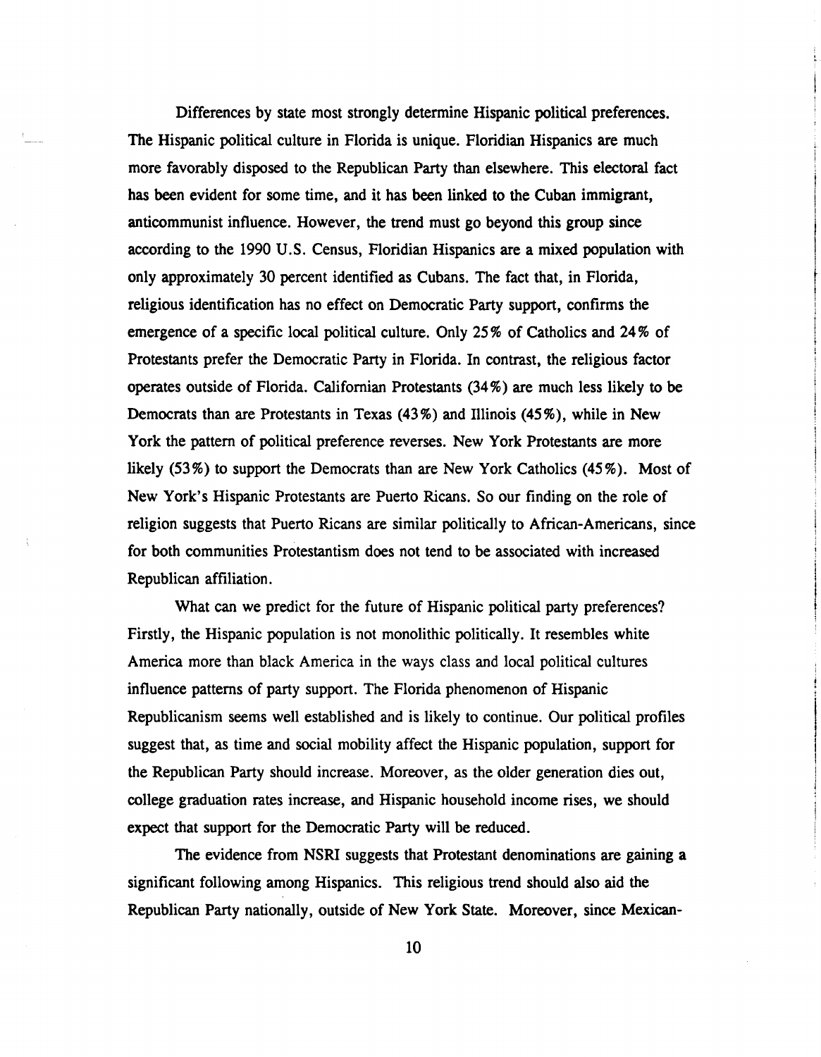Differences by state most strongly determine Hispanic political preferences. The Hispanic political culture in Florida is unique. Floridian Hispanics are much more favorably disposed to the Republican Party than elsewhere. This electoral fact has been evident for some time, and it has been linked to the Cuban immigrant, anticommunist influence. However, the trend must go beyond this group since according to the 1990 U.S. Census, Floridian Hispanics are a mixed population with only approximately 30 percent identified as Cubans. The fact that, in Florida, religious identification has no effect on Democratic Party support, confirms the emergence of a specific local political culture. Only 25% of Catholics and 24% of Protestants prefer the Democratic Party in Florida. In contrast, the religious factor operates outside of Florida. Californian Protestants (34%) are much less likely to be Democrats than are Protestants in Texas (43%) and Illinois (45%), while in New York the pattern of political preference reverses. New York Protestants are more likely (53%) to support the Democrats than are New York Catholics (45%). Most of New York's Hispanic Protestants are Puerto Ricans. So our finding on the role of religion suggests that Puerto Ricans are similar politically to African-Americans, since for both communities Protestantism does not tend to be associated with increased Republican affiliation.

What can we predict for the future of Hispanic political party preferences? Firstly, the Hispanic population is not monolithic politically. It resembles white America more than black America in the ways class and local political cultures influence patterns of party support. The Florida phenomenon of Hispanic Republicanism seems well established and is likely to continue. Our political profiles suggest that, as time and social mobility affect the Hispanic population, support for the Republican Party should increase. Moreover, as the older generation dies out, college graduation rates increase, and Hispanic household income rises, we should expect that support for the Democratic Party will be reduced.

The evidence from NSRI suggests that Protestant denominations are gaining a significant following among Hispanics. This religious trend should also aid the Republican Party nationally, outside of New York State. Moreover, since Mexican-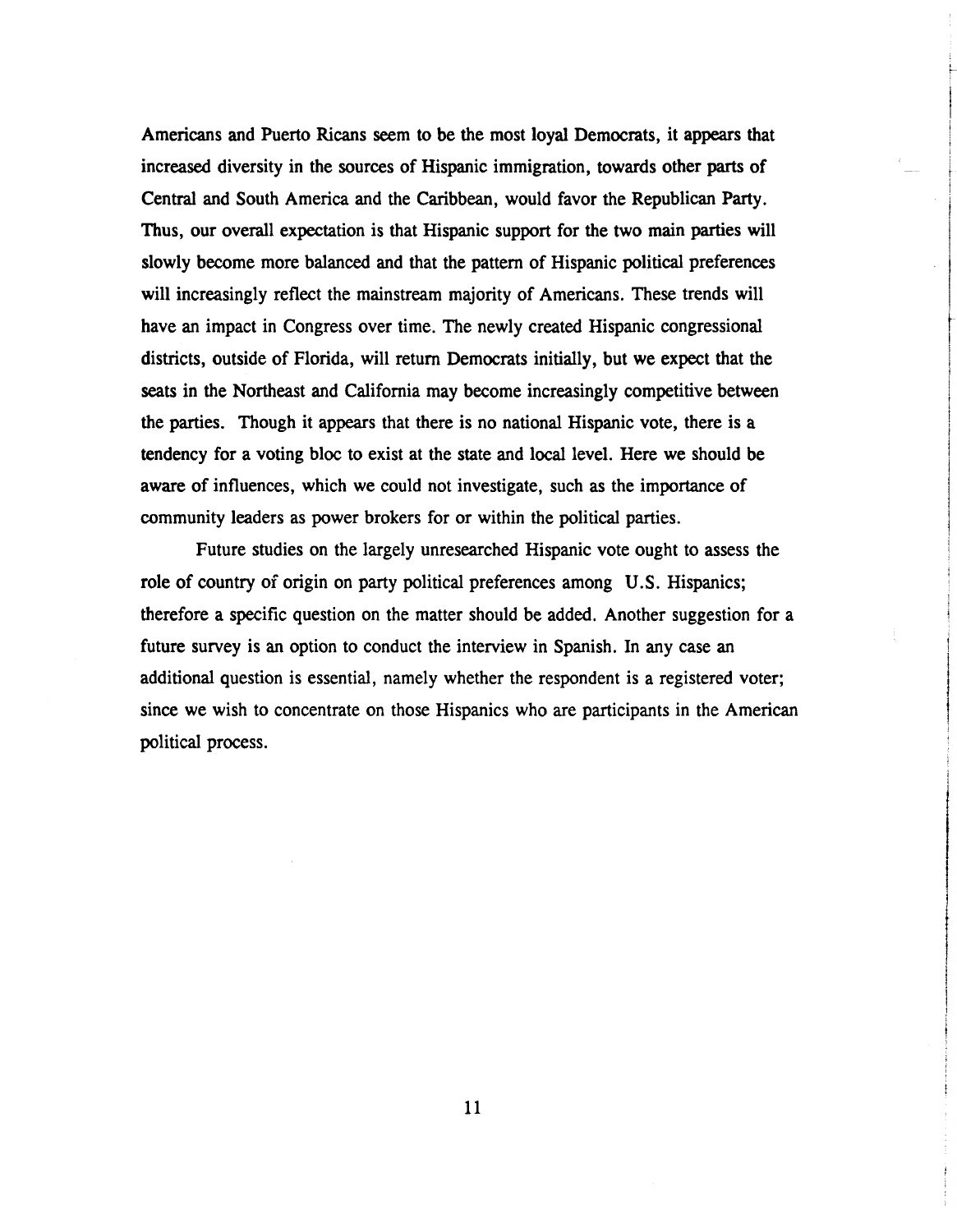Americans and Puerto Ricans seem to be the most loyal Democrats, it appears that increased diversity in the sources of Hispanic immigration, towards other parts of Central and South America and the Caribbean, would favor the Republican Party. Thus, our overall expectation is that Hispanic support for the two main parties will slowly become more balanced and that the pattern of Hispanic political preferences will increasingly reflect the mainstream majority of Americans. These trends will have an impact in Congress over time. The newly created Hispanic congressional districts, outside of Florida, will return Democrats initially, but we expect that the seats in the Northeast and California may become increasingly competitive between the parties. Though it appears that there is no national Hispanic vote, there is a tendency for a voting bloc to exist at the state and local level. Here we should be aware of influences, which we could not investigate, such as the importance of community leaders as power brokers for or within the political parties.

Future studies on the largely unresearched Hispanic vote ought to assess the role of country of origin on party political preferences among U.S. Hispanics; therefore a specific question on the matter should be added. Another suggestion for a future survey is an option to conduct the interview in Spanish. In any case an additional question is essential, namely whether the respondent is a registered voter; since we wish to concentrate on those Hispanics who are participants in the American political process.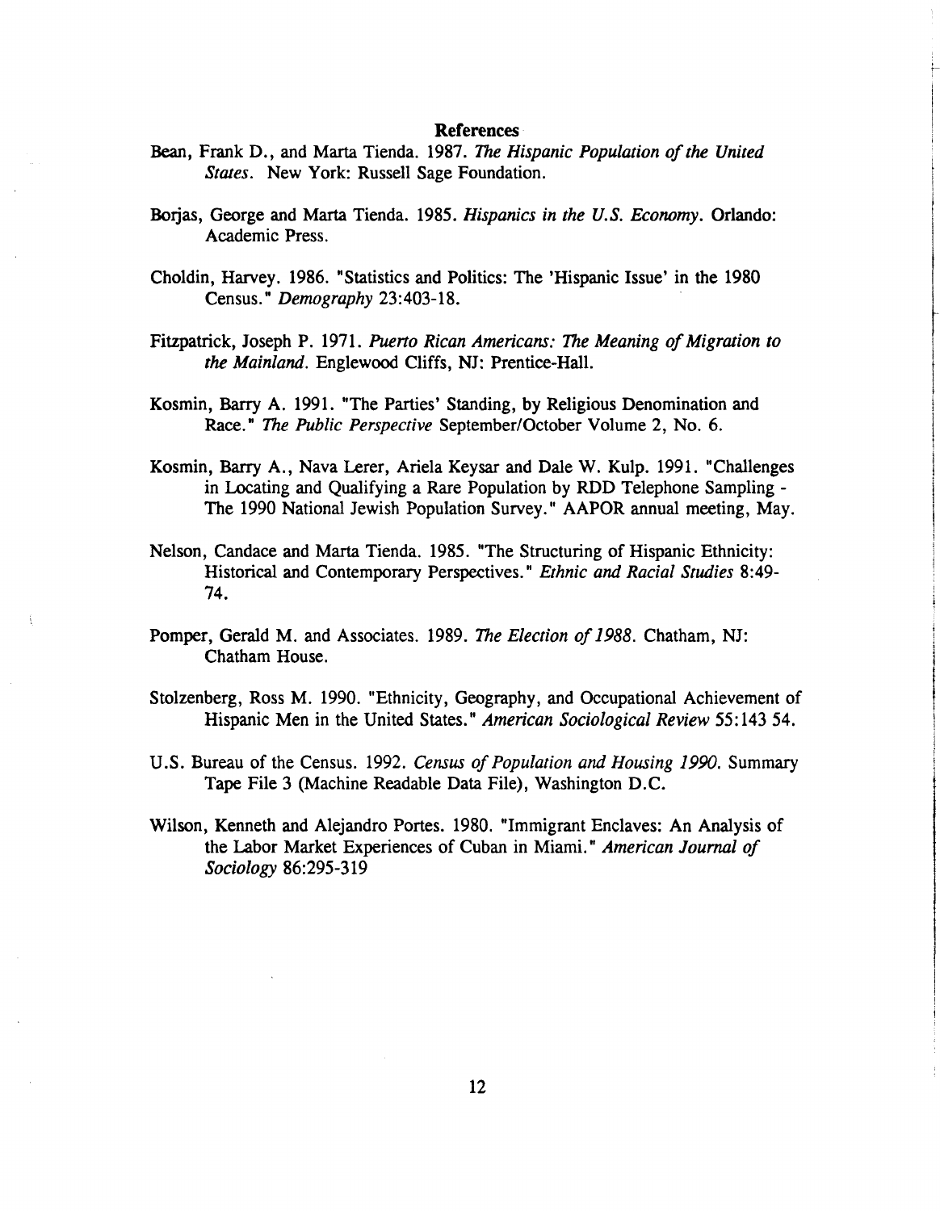## References

Bean, Frank D., and Marta Tienda. 1987. *The Hispanic Population of the United States*. New York: Russell Sage Foundation.

Borjas, George and Marta Tienda. 1985. *Hispanics in the U.S. Economy*. Orlando: Academic Press.

Choldin, Harvey. 1986. "Statistics and Politics: The 'Hispanic Issue' in the 1980 Census." *Demography* 23:403-18.

Fitzpatrick, Joseph P. 1971. *Puerto Rican Americans: The Meaning of Migration to the Mainland*. Englewood Cliffs, NJ: Prentice-Hall.

Kosmin, Barry A. 1991. "The Parties' Standing, by Religious Denomination and Race." *The Public Perspective* September/October Volume 2, No. 6.

Kosmin, Barry A., Nava Lerer, Ariela Keysar and Dale W. Kulp. 1991. "Challenges in Locating and Qualifying a Rare Population by RDD Telephone Sampling - The 1990 National Jewish Population Survey." AAPOR annual meeting, May.

Nelson, Candace and Marta Tienda. 1985. "The Structuring of Hispanic Ethnicity: Historical and Contemporary Perspectives." *Ethnic and Racial Studies* 8:49-74.

Pomper, Gerald M. and Associates. 1989. *The Election of 1988*. Chatham, NJ: Chatham House.

Stolzenberg, Ross M. 1990. "Ethnicity, Geography, and Occupational Achievement of Hispanic Men in the United States." *American Sociological Review* 55:143 54.

U.S. Bureau of the Census. 1992. *Census of Population and Housing 1990*. Summary Tape File 3 (Machine Readable Data File), Washington D.C.

Wilson, Kenneth and Alejandro Portes. 1980. "Immigrant Enclaves: An Analysis of the Labor Market Experiences of Cuban in Miami." *American Journal of Sociology* 86:295-319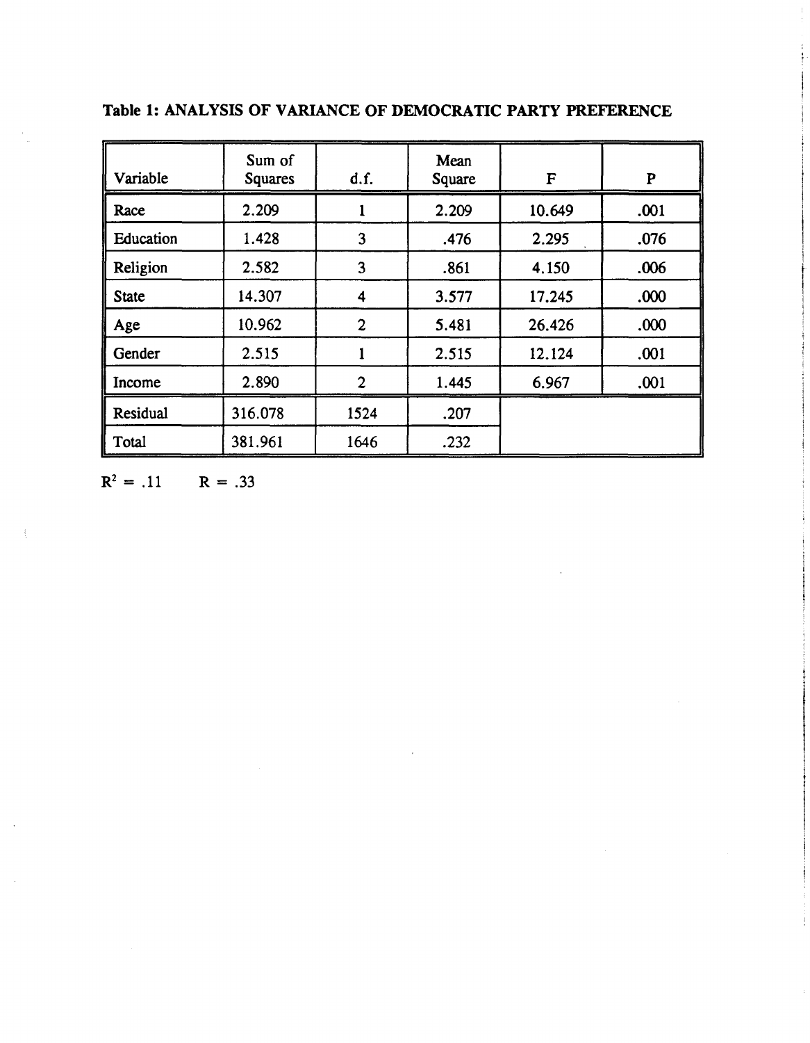**Table 1: ANALYSIS OF VARIANCE OF DEMOCRATIC PARTY PREFERENCE**

| Variable | Sum of Squares | d.f. | Mean Square | F | P |
|---|---|---|---|---|---|
| Race | 2.209 | 1 | 2.209 | 10.649 | .001 |
| Education | 1.428 | 3 | .476 | 2.295 | .076 |
| Religion | 2.582 | 3 | .861 | 4.150 | .006 |
| State | 14.307 | 4 | 3.577 | 17.245 | .000 |
| Age | 10.962 | 2 | 5.481 | 26.426 | .000 |
| Gender | 2.515 | 1 | 2.515 | 12.124 | .001 |
| Income | 2.890 | 2 | 1.445 | 6.967 | .001 |
| Residual | 316.078 | 1524 | .207 | | |
| Total | 381.961 | 1646 | .232 | | |

$R^2 = .11$ $R = .33$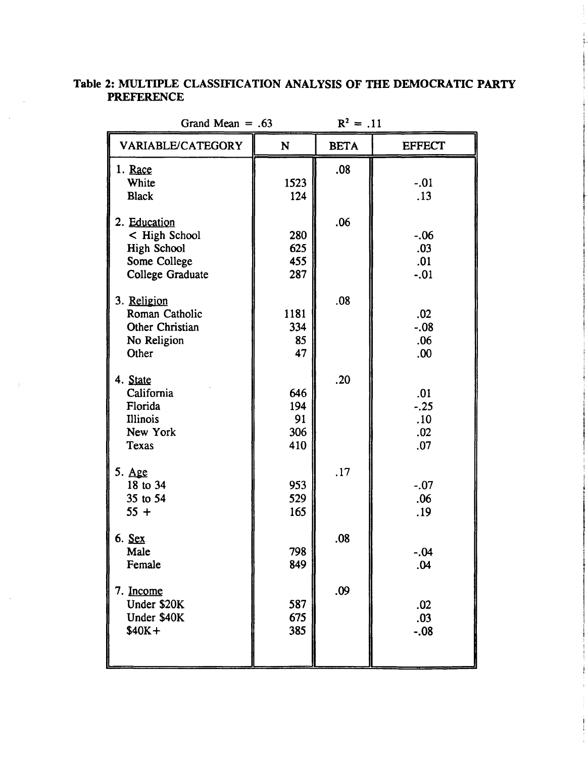**Table 2: MULTIPLE CLASSIFICATION ANALYSIS OF THE DEMOCRATIC PARTY PREFERENCE**

Grand Mean = .63 $R^2$ = .11

| VARIABLE/CATEGORY | N | BETA | EFFECT |
|---|---|---|---|
| 1. Race | | .08 | |
| White | 1523 | | -.01 |
| Black | 124 | | .13 |
| 2. Education | | .06 | |
| < High School | 280 | | -.06 |
| High School | 625 | | .03 |
| Some College | 455 | | .01 |
| College Graduate | 287 | | -.01 |
| 3. Religion | | .08 | |
| Roman Catholic | 1181 | | .02 |
| Other Christian | 334 | | -.08 |
| No Religion | 85 | | .06 |
| Other | 47 | | .00 |
| 4. State | | .20 | |
| California | 646 | | .01 |
| Florida | 194 | | -.25 |
| Illinois | 91 | | .10 |
| New York | 306 | | .02 |
| Texas | 410 | | .07 |
| 5. Age | | .17 | |
| 18 to 34 | 953 | | -.07 |
| 35 to 54 | 529 | | .06 |
| 55 + | 165 | | .19 |
| 6. Sex | | .08 | |
| Male | 798 | | -.04 |
| Female | 849 | | .04 |
| 7. Income | | .09 | |
| Under $20K | 587 | | .02 |
| Under $40K | 675 | | .03 |
| $40K+ | 385 | | -.08 |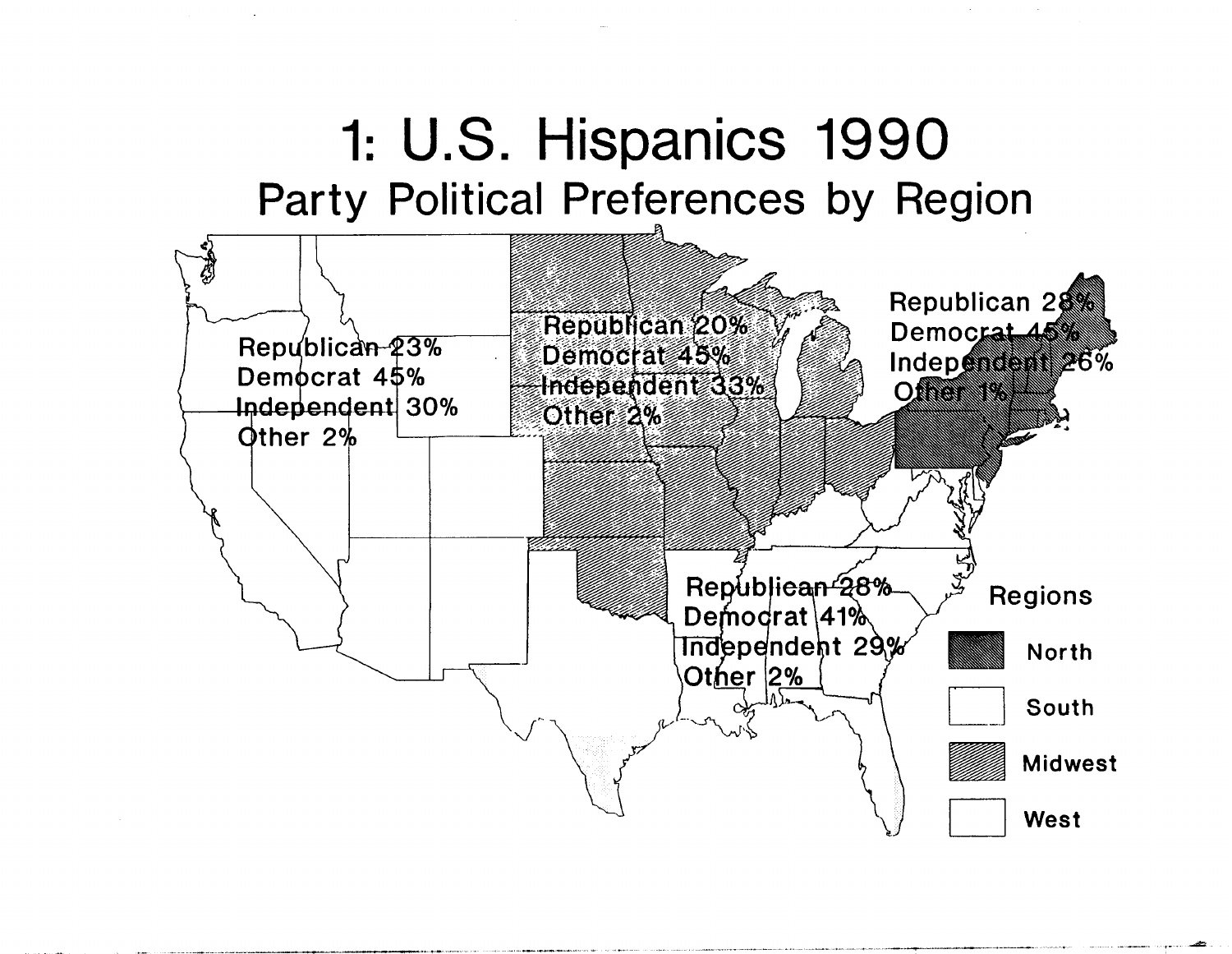# 1: U.S. Hispanics 1990

## Party Political Preferences by Region

| Region | Republican | Democrat | Independent | Other |
|---|---|---|---|---|
| West | 23% | 45% | 30% | 2% |
| Midwest | 20% | 45% | 33% | 2% |
| North | 28% | 45% | 26% | 1% |
| South | 28% | 41% | 29% | 2% |

Regions: North, South, Midwest, West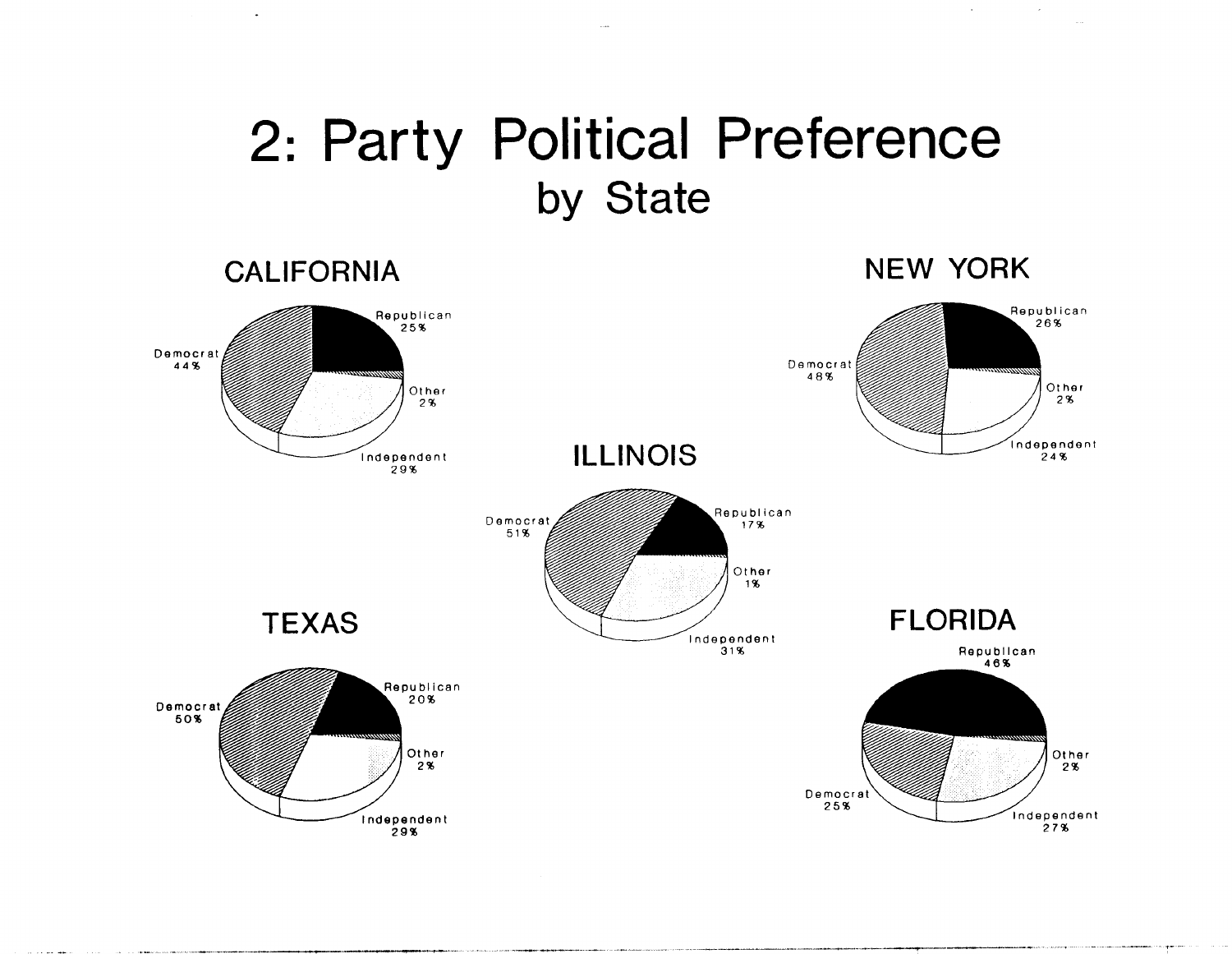# 2: Party Political Preference
## by State

### CALIFORNIA

- Republican 25%
- Other 2%
- Independent 29%
- Democrat 44%

### NEW YORK

- Republican 26%
- Other 2%
- Independent 24%
- Democrat 48%

### ILLINOIS

- Republican 17%
- Other 1%
- Independent 31%
- Democrat 51%

### TEXAS

- Republican 20%
- Other 2%
- Independent 29%
- Democrat 50%

### FLORIDA

- Republican 46%
- Other 2%
- Independent 27%
- Democrat 25%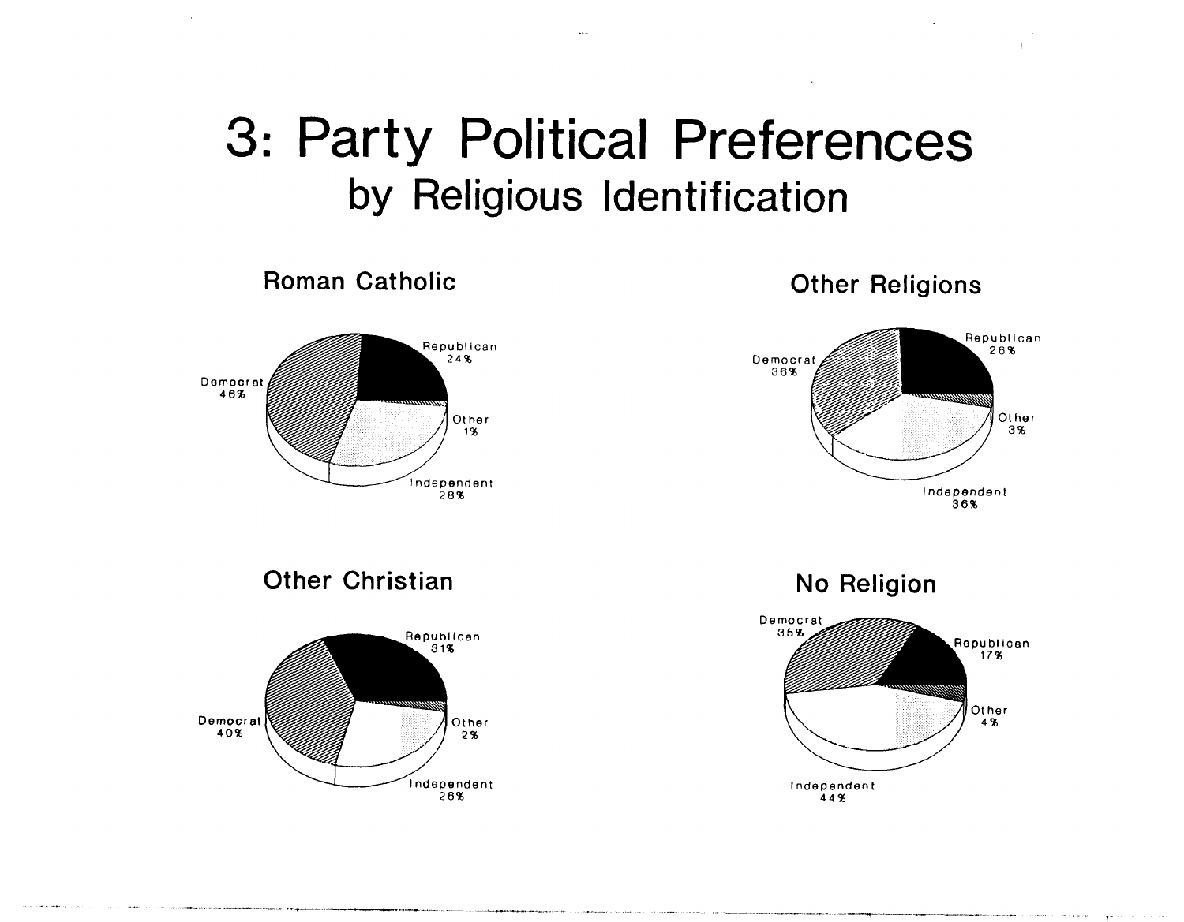# 3: Party Political Preferences
## by Religious Identification

### Roman Catholic

Republican 24%

Democrat 46%

Other 1%

Independent 28%

### Other Religions

Republican 26%

Democrat 36%

Other 3%

Independent 36%

### Other Christian

Republican 31%

Democrat 40%

Other 2%

Independent 26%

### No Religion

Democrat 35%

Republican 17%

Other 4%

Independent 44%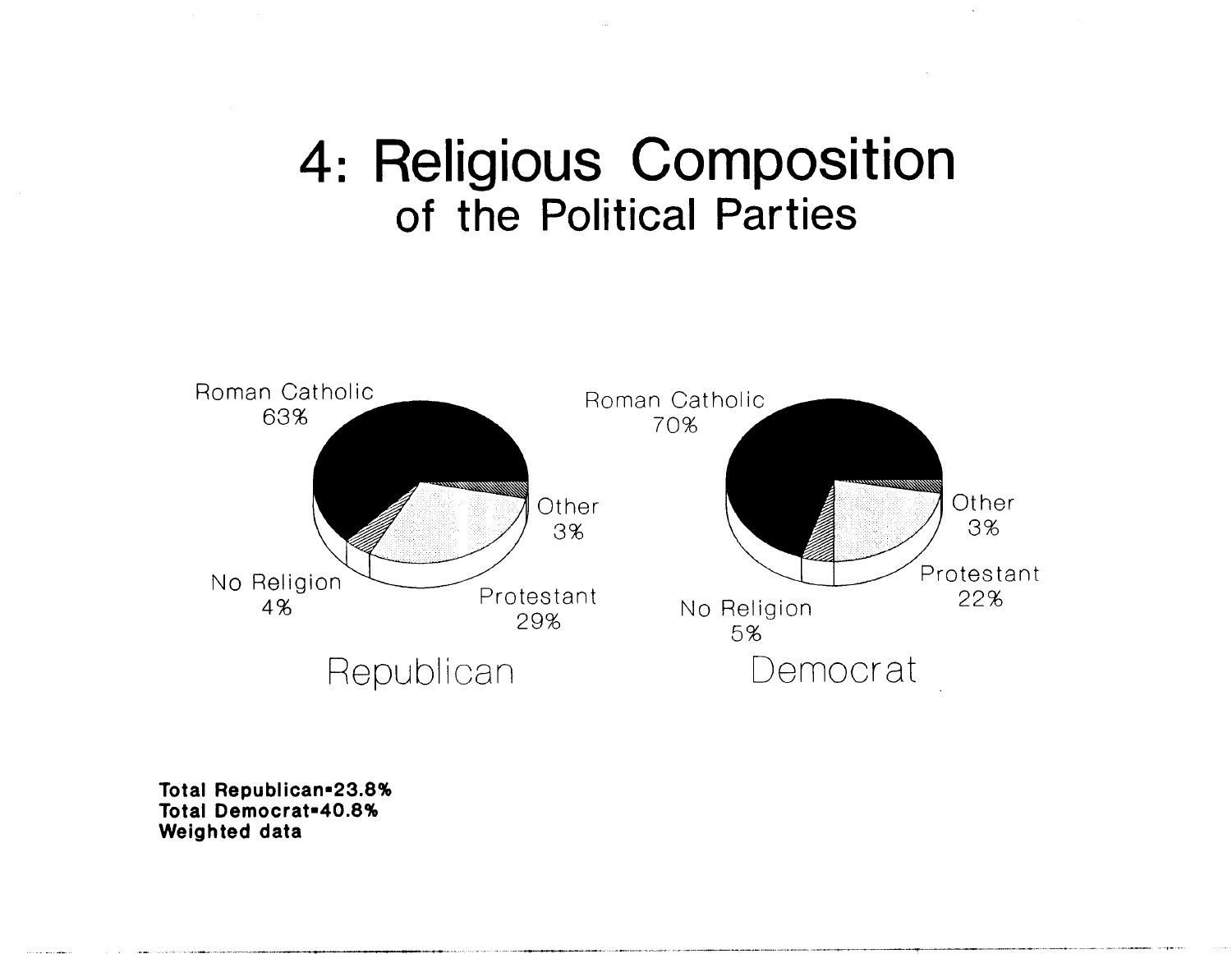# 4: Religious Composition
## of the Political Parties

**Republican**

| Religion | Percent |
| --- | --- |
| Roman Catholic | 63% |
| Protestant | 29% |
| No Religion | 4% |
| Other | 3% |

**Democrat**

| Religion | Percent |
| --- | --- |
| Roman Catholic | 70% |
| Protestant | 22% |
| No Religion | 5% |
| Other | 3% |

**Total Republican=23.8%**
**Total Democrat=40.8%**
**Weighted data**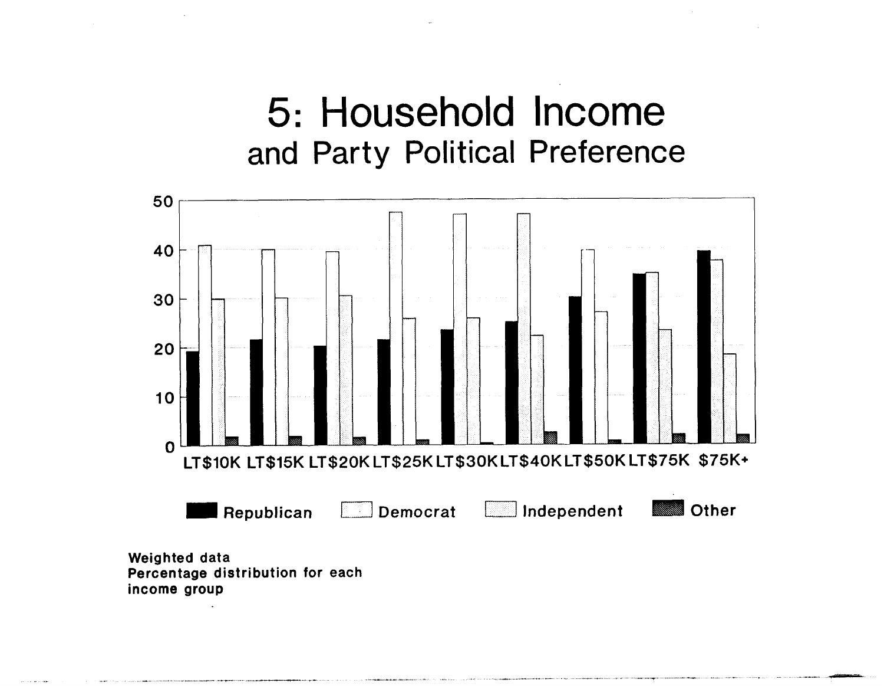# 5: Household Income
## and Party Political Preference

Weighted data
Percentage distribution for each income group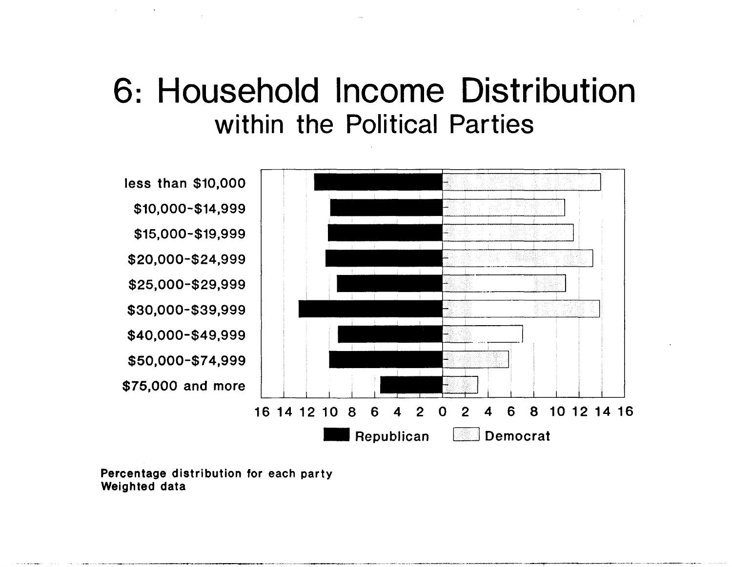# 6: Household Income Distribution
## within the Political Parties

| Household income | Republican | Democrat |
|---|---|---|
| less than $10,000 | | |
| $10,000-$14,999 | | |
| $15,000-$19,999 | | |
| $20,000-$24,999 | | |
| $25,000-$29,999 | | |
| $30,000-$39,999 | | |
| $40,000-$49,999 | | |
| $50,000-$74,999 | | |
| $75,000 and more | | |

16 14 12 10 8 6 4 2 0 2 4 6 8 10 12 14 16

Republican    Democrat

**Percentage distribution for each party**
**Weighted data**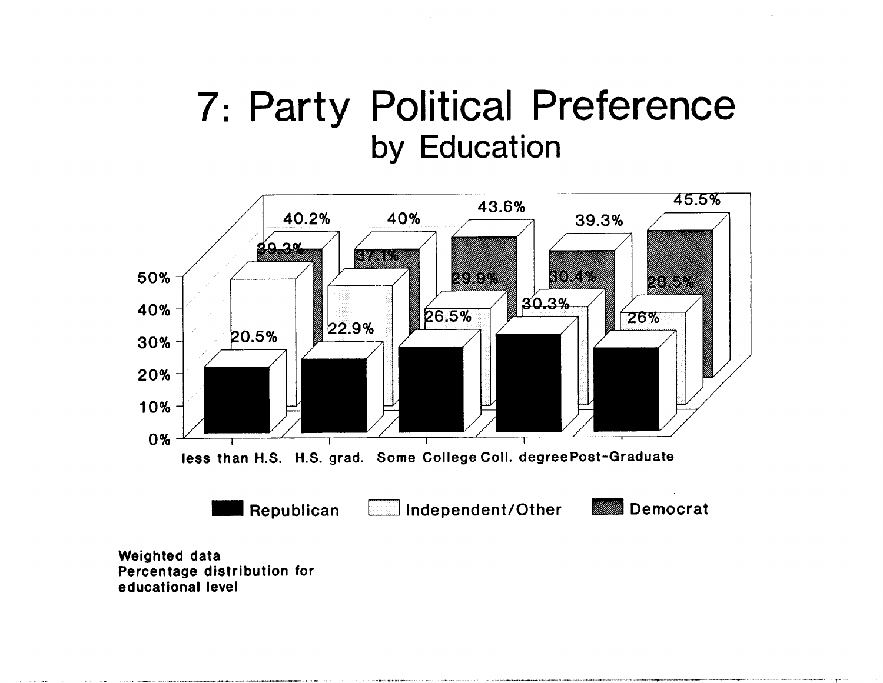# 7: Party Political Preference

## by Education

| | less than H.S. | H.S. grad. | Some College | Coll. degree | Post-Graduate |
|---|---|---|---|---|---|
| Republican | 20.5% | 22.9% | 26.5% | 30.3% | 26% |
| Independent/Other | 39.3% | 37.1% | 29.9% | 30.4% | 28.5% |
| Democrat | 40.2% | 40% | 43.6% | 39.3% | 45.5% |

**Weighted data**
**Percentage distribution for educational level**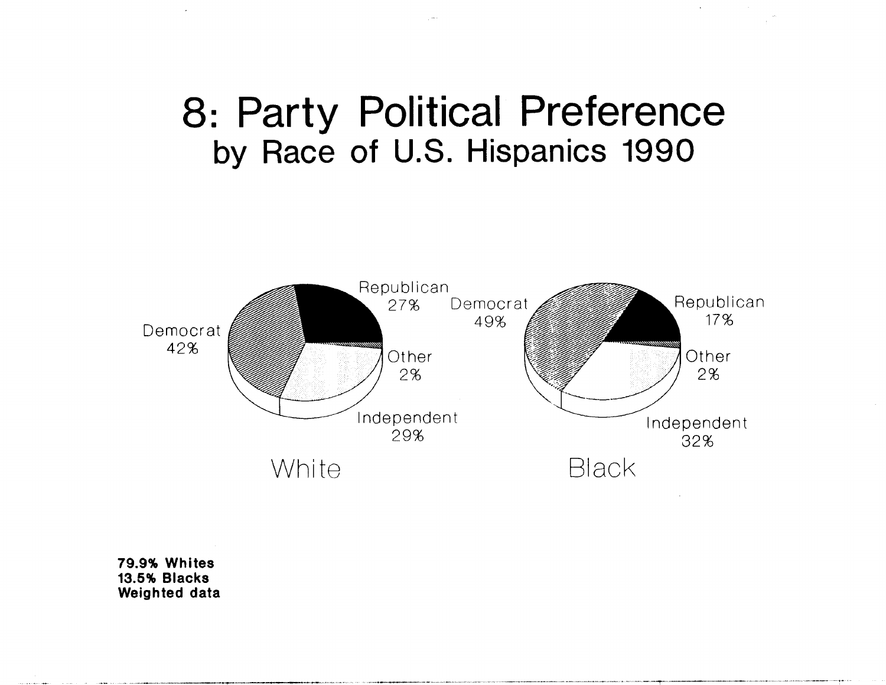# 8: Party Political Preference
## by Race of U.S. Hispanics 1990

| Party | White | Black |
| --- | --- | --- |
| Democrat | 42% | 49% |
| Republican | 27% | 17% |
| Other | 2% | 2% |
| Independent | 29% | 32% |

**79.9% Whites**
**13.5% Blacks**
**Weighted data**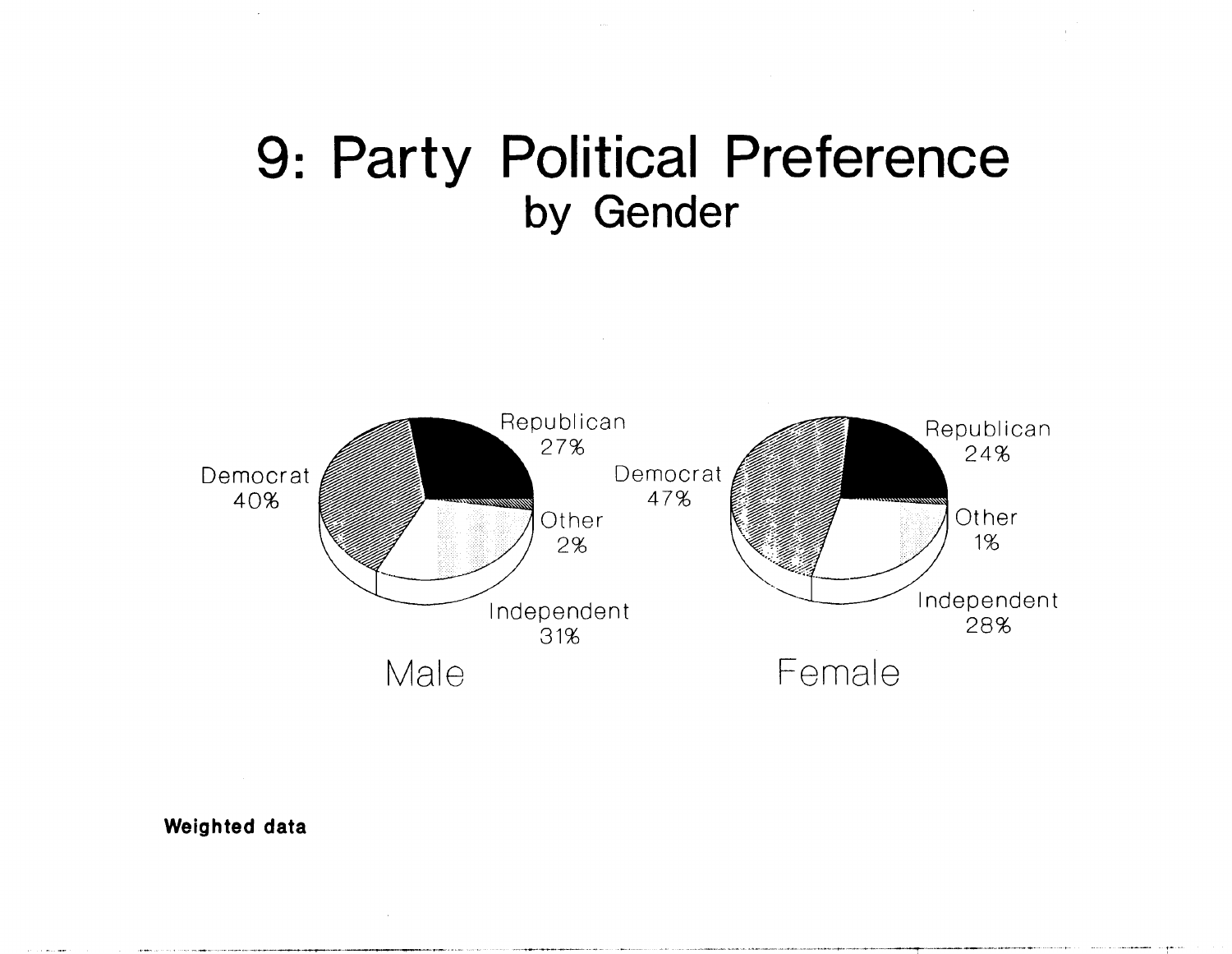# 9: Party Political Preference

## by Gender

**Male**

- Democrat 40%
- Republican 27%
- Other 2%
- Independent 31%

**Female**

- Democrat 47%
- Republican 24%
- Other 1%
- Independent 28%

**Weighted data**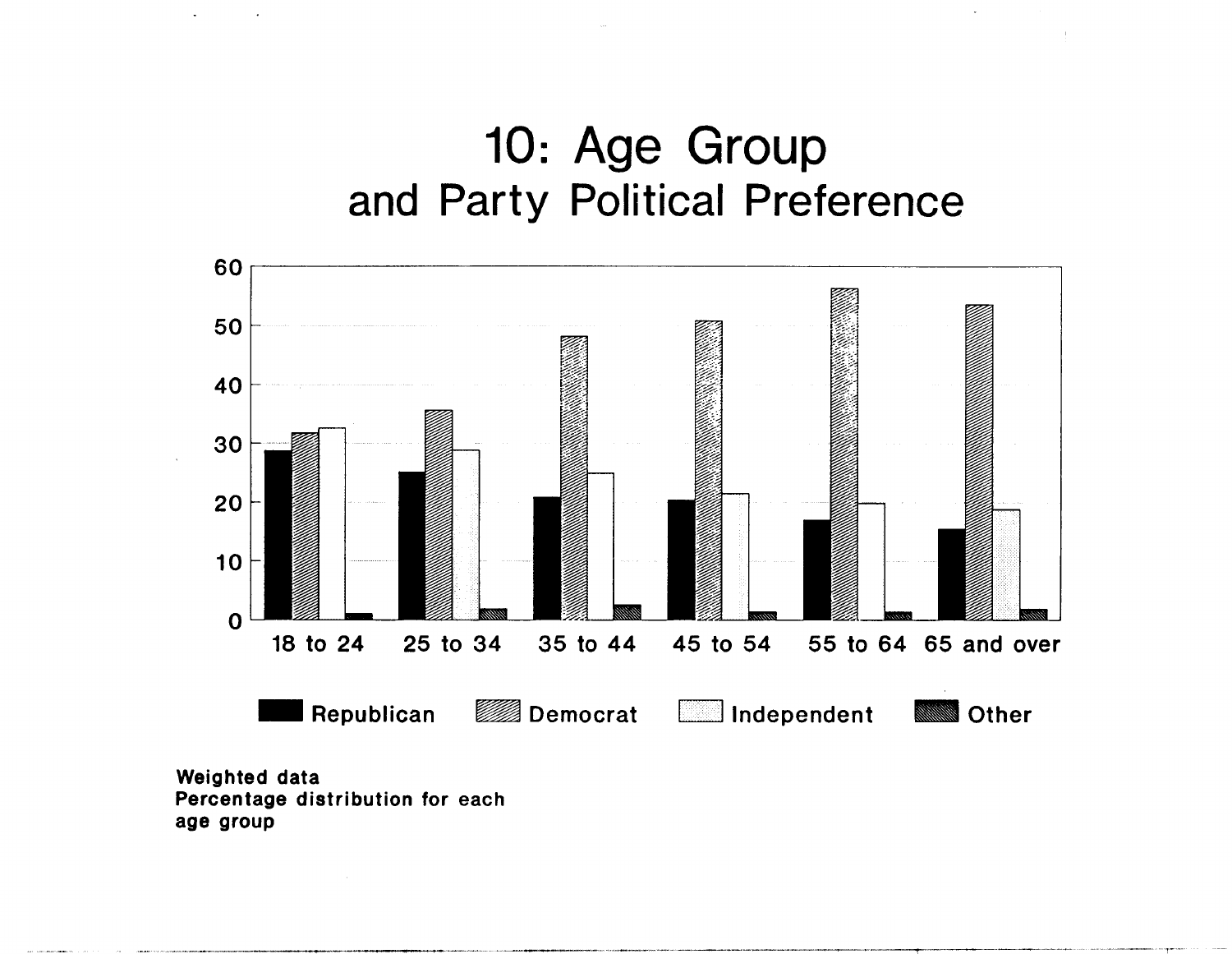# 10: Age Group and Party Political Preference

60
50
40
30
20
10
0

18 to 24
25 to 34
35 to 44
45 to 54
55 to 64
65 and over

Republican
Democrat
Independent
Other

**Weighted data**
**Percentage distribution for each age group**